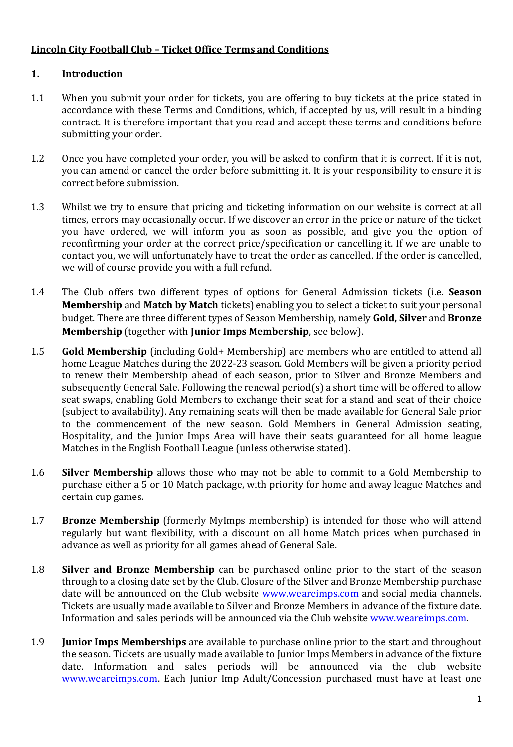**Lincoln City Football Club – Ticket Office Terms and Conditions**

## 1. Introduction

1.1 When you submit your order for tickets, you are offering to buy tickets at the price stated in accordance with these Terms and Conditions, which, if accepted by us, will result in a binding contract. It is therefore important that you read and accept these terms and conditions before submitting your order.

1.2 Once you have completed your order, you will be asked to confirm that it is correct. If it is not, you can amend or cancel the order before submitting it. It is your responsibility to ensure it is correct before submission.

1.3 Whilst we try to ensure that pricing and ticketing information on our website is correct at all times, errors may occasionally occur. If we discover an error in the price or nature of the ticket you have ordered, we will inform you as soon as possible, and give you the option of reconfirming your order at the correct price/specification or cancelling it. If we are unable to contact you, we will unfortunately have to treat the order as cancelled. If the order is cancelled, we will of course provide you with a full refund.

1.4 The Club offers two different types of options for General Admission tickets (i.e. **Season Membership** and **Match by Match** tickets) enabling you to select a ticket to suit your personal budget. There are three different types of Season Membership, namely **Gold, Silver** and **Bronze Membership** (together with **Junior Imps Membership**, see below).

1.5 **Gold Membership** (including Gold+ Membership) are members who are entitled to attend all home League Matches during the 2022-23 season. Gold Members will be given a priority period to renew their Membership ahead of each season, prior to Silver and Bronze Members and subsequently General Sale. Following the renewal period(s) a short time will be offered to allow seat swaps, enabling Gold Members to exchange their seat for a stand and seat of their choice (subject to availability). Any remaining seats will then be made available for General Sale prior to the commencement of the new season. Gold Members in General Admission seating, Hospitality, and the Junior Imps Area will have their seats guaranteed for all home league Matches in the English Football League (unless otherwise stated).

1.6 **Silver Membership** allows those who may not be able to commit to a Gold Membership to purchase either a 5 or 10 Match package, with priority for home and away league Matches and certain cup games.

1.7 **Bronze Membership** (formerly MyImps membership) is intended for those who will attend regularly but want flexibility, with a discount on all home Match prices when purchased in advance as well as priority for all games ahead of General Sale.

1.8 **Silver and Bronze Membership** can be purchased online prior to the start of the season through to a closing date set by the Club. Closure of the Silver and Bronze Membership purchase date will be announced on the Club website www.weareimps.com and social media channels. Tickets are usually made available to Silver and Bronze Members in advance of the fixture date. Information and sales periods will be announced via the Club website www.weareimps.com.

1.9 **Junior Imps Memberships** are available to purchase online prior to the start and throughout the season. Tickets are usually made available to Junior Imps Members in advance of the fixture date. Information and sales periods will be announced via the club website www.weareimps.com. Each Junior Imp Adult/Concession purchased must have at least one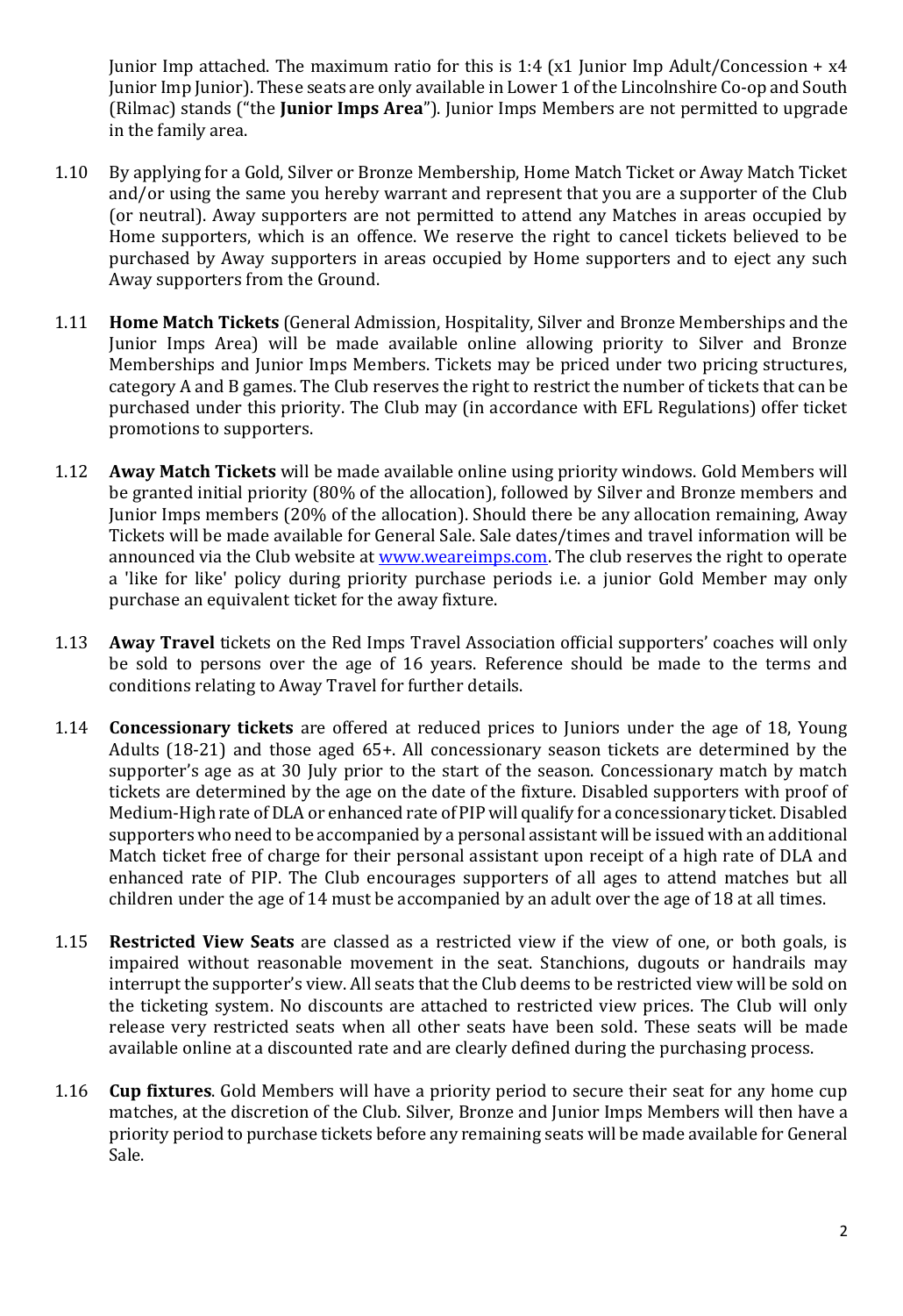Junior Imp attached. The maximum ratio for this is 1:4 (x1 Junior Imp Adult/Concession + x4 Junior Imp Junior). These seats are only available in Lower 1 of the Lincolnshire Co-op and South (Rilmac) stands ("the **Junior Imps Area**"). Junior Imps Members are not permitted to upgrade in the family area.

1.10 By applying for a Gold, Silver or Bronze Membership, Home Match Ticket or Away Match Ticket and/or using the same you hereby warrant and represent that you are a supporter of the Club (or neutral). Away supporters are not permitted to attend any Matches in areas occupied by Home supporters, which is an offence. We reserve the right to cancel tickets believed to be purchased by Away supporters in areas occupied by Home supporters and to eject any such Away supporters from the Ground.

1.11 **Home Match Tickets** (General Admission, Hospitality, Silver and Bronze Memberships and the Junior Imps Area) will be made available online allowing priority to Silver and Bronze Memberships and Junior Imps Members. Tickets may be priced under two pricing structures, category A and B games. The Club reserves the right to restrict the number of tickets that can be purchased under this priority. The Club may (in accordance with EFL Regulations) offer ticket promotions to supporters.

1.12 **Away Match Tickets** will be made available online using priority windows. Gold Members will be granted initial priority (80% of the allocation), followed by Silver and Bronze members and Junior Imps members (20% of the allocation). Should there be any allocation remaining, Away Tickets will be made available for General Sale. Sale dates/times and travel information will be announced via the Club website at [www.weareimps.com](www.weareimps.com). The club reserves the right to operate a 'like for like' policy during priority purchase periods i.e. a junior Gold Member may only purchase an equivalent ticket for the away fixture.

1.13 **Away Travel** tickets on the Red Imps Travel Association official supporters' coaches will only be sold to persons over the age of 16 years. Reference should be made to the terms and conditions relating to Away Travel for further details.

1.14 **Concessionary tickets** are offered at reduced prices to Juniors under the age of 18, Young Adults (18-21) and those aged 65+. All concessionary season tickets are determined by the supporter's age as at 30 July prior to the start of the season. Concessionary match by match tickets are determined by the age on the date of the fixture. Disabled supporters with proof of Medium-High rate of DLA or enhanced rate of PIP will qualify for a concessionary ticket. Disabled supporters who need to be accompanied by a personal assistant will be issued with an additional Match ticket free of charge for their personal assistant upon receipt of a high rate of DLA and enhanced rate of PIP. The Club encourages supporters of all ages to attend matches but all children under the age of 14 must be accompanied by an adult over the age of 18 at all times.

1.15 **Restricted View Seats** are classed as a restricted view if the view of one, or both goals, is impaired without reasonable movement in the seat. Stanchions, dugouts or handrails may interrupt the supporter's view. All seats that the Club deems to be restricted view will be sold on the ticketing system. No discounts are attached to restricted view prices. The Club will only release very restricted seats when all other seats have been sold. These seats will be made available online at a discounted rate and are clearly defined during the purchasing process.

1.16 **Cup fixtures**. Gold Members will have a priority period to secure their seat for any home cup matches, at the discretion of the Club. Silver, Bronze and Junior Imps Members will then have a priority period to purchase tickets before any remaining seats will be made available for General Sale.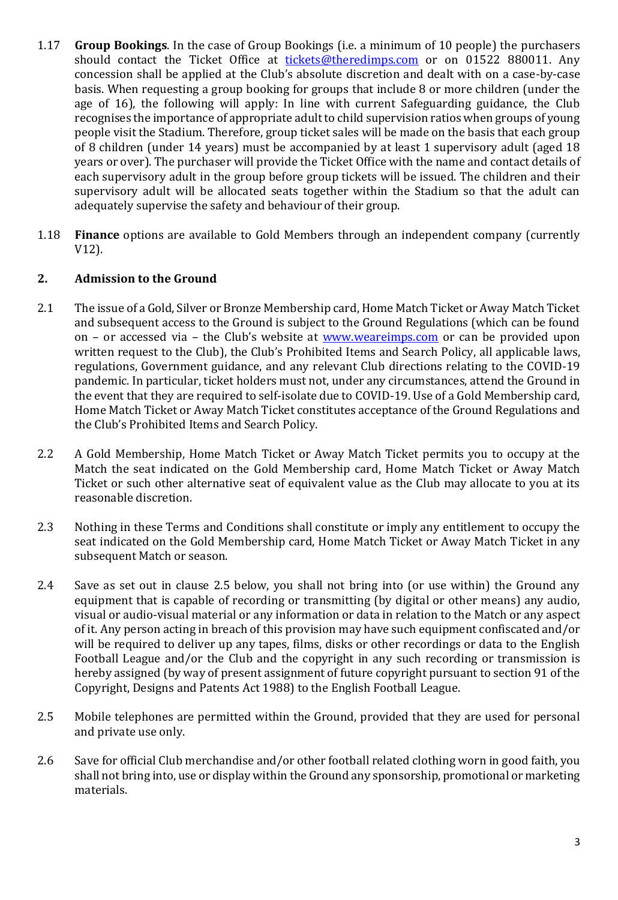1.17 **Group Bookings**. In the case of Group Bookings (i.e. a minimum of 10 people) the purchasers should contact the Ticket Office at [tickets@theredimps.com](mailto:tickets@theredimps.com) or on 01522 880011. Any concession shall be applied at the Club's absolute discretion and dealt with on a case-by-case basis. When requesting a group booking for groups that include 8 or more children (under the age of 16), the following will apply: In line with current Safeguarding guidance, the Club recognises the importance of appropriate adult to child supervision ratios when groups of young people visit the Stadium. Therefore, group ticket sales will be made on the basis that each group of 8 children (under 14 years) must be accompanied by at least 1 supervisory adult (aged 18 years or over). The purchaser will provide the Ticket Office with the name and contact details of each supervisory adult in the group before group tickets will be issued. The children and their supervisory adult will be allocated seats together within the Stadium so that the adult can adequately supervise the safety and behaviour of their group.

1.18 **Finance** options are available to Gold Members through an independent company (currently V12).

## 2. Admission to the Ground

2.1 The issue of a Gold, Silver or Bronze Membership card, Home Match Ticket or Away Match Ticket and subsequent access to the Ground is subject to the Ground Regulations (which can be found on – or accessed via – the Club's website at [www.weareimps.com](http://www.weareimps.com) or can be provided upon written request to the Club), the Club's Prohibited Items and Search Policy, all applicable laws, regulations, Government guidance, and any relevant Club directions relating to the COVID-19 pandemic. In particular, ticket holders must not, under any circumstances, attend the Ground in the event that they are required to self-isolate due to COVID-19. Use of a Gold Membership card, Home Match Ticket or Away Match Ticket constitutes acceptance of the Ground Regulations and the Club's Prohibited Items and Search Policy.

2.2 A Gold Membership, Home Match Ticket or Away Match Ticket permits you to occupy at the Match the seat indicated on the Gold Membership card, Home Match Ticket or Away Match Ticket or such other alternative seat of equivalent value as the Club may allocate to you at its reasonable discretion.

2.3 Nothing in these Terms and Conditions shall constitute or imply any entitlement to occupy the seat indicated on the Gold Membership card, Home Match Ticket or Away Match Ticket in any subsequent Match or season.

2.4 Save as set out in clause 2.5 below, you shall not bring into (or use within) the Ground any equipment that is capable of recording or transmitting (by digital or other means) any audio, visual or audio-visual material or any information or data in relation to the Match or any aspect of it. Any person acting in breach of this provision may have such equipment confiscated and/or will be required to deliver up any tapes, films, disks or other recordings or data to the English Football League and/or the Club and the copyright in any such recording or transmission is hereby assigned (by way of present assignment of future copyright pursuant to section 91 of the Copyright, Designs and Patents Act 1988) to the English Football League.

2.5 Mobile telephones are permitted within the Ground, provided that they are used for personal and private use only.

2.6 Save for official Club merchandise and/or other football related clothing worn in good faith, you shall not bring into, use or display within the Ground any sponsorship, promotional or marketing materials.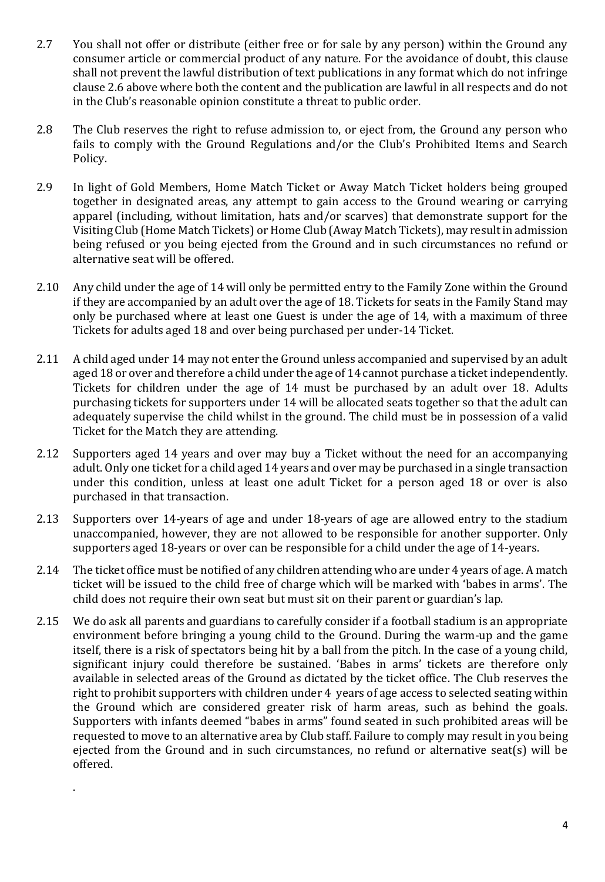2.7 You shall not offer or distribute (either free or for sale by any person) within the Ground any consumer article or commercial product of any nature. For the avoidance of doubt, this clause shall not prevent the lawful distribution of text publications in any format which do not infringe clause 2.6 above where both the content and the publication are lawful in all respects and do not in the Club's reasonable opinion constitute a threat to public order.

2.8 The Club reserves the right to refuse admission to, or eject from, the Ground any person who fails to comply with the Ground Regulations and/or the Club's Prohibited Items and Search Policy.

2.9 In light of Gold Members, Home Match Ticket or Away Match Ticket holders being grouped together in designated areas, any attempt to gain access to the Ground wearing or carrying apparel (including, without limitation, hats and/or scarves) that demonstrate support for the Visiting Club (Home Match Tickets) or Home Club (Away Match Tickets), may result in admission being refused or you being ejected from the Ground and in such circumstances no refund or alternative seat will be offered.

2.10 Any child under the age of 14 will only be permitted entry to the Family Zone within the Ground if they are accompanied by an adult over the age of 18. Tickets for seats in the Family Stand may only be purchased where at least one Guest is under the age of 14, with a maximum of three Tickets for adults aged 18 and over being purchased per under-14 Ticket.

2.11 A child aged under 14 may not enter the Ground unless accompanied and supervised by an adult aged 18 or over and therefore a child under the age of 14 cannot purchase a ticket independently. Tickets for children under the age of 14 must be purchased by an adult over 18. Adults purchasing tickets for supporters under 14 will be allocated seats together so that the adult can adequately supervise the child whilst in the ground. The child must be in possession of a valid Ticket for the Match they are attending.

2.12 Supporters aged 14 years and over may buy a Ticket without the need for an accompanying adult. Only one ticket for a child aged 14 years and over may be purchased in a single transaction under this condition, unless at least one adult Ticket for a person aged 18 or over is also purchased in that transaction.

2.13 Supporters over 14-years of age and under 18-years of age are allowed entry to the stadium unaccompanied, however, they are not allowed to be responsible for another supporter. Only supporters aged 18-years or over can be responsible for a child under the age of 14-years.

2.14 The ticket office must be notified of any children attending who are under 4 years of age. A match ticket will be issued to the child free of charge which will be marked with 'babes in arms'. The child does not require their own seat but must sit on their parent or guardian's lap.

2.15 We do ask all parents and guardians to carefully consider if a football stadium is an appropriate environment before bringing a young child to the Ground. During the warm-up and the game itself, there is a risk of spectators being hit by a ball from the pitch. In the case of a young child, significant injury could therefore be sustained. 'Babes in arms' tickets are therefore only available in selected areas of the Ground as dictated by the ticket office. The Club reserves the right to prohibit supporters with children under 4 years of age access to selected seating within the Ground which are considered greater risk of harm areas, such as behind the goals. Supporters with infants deemed "babes in arms" found seated in such prohibited areas will be requested to move to an alternative area by Club staff. Failure to comply may result in you being ejected from the Ground and in such circumstances, no refund or alternative seat(s) will be offered.

.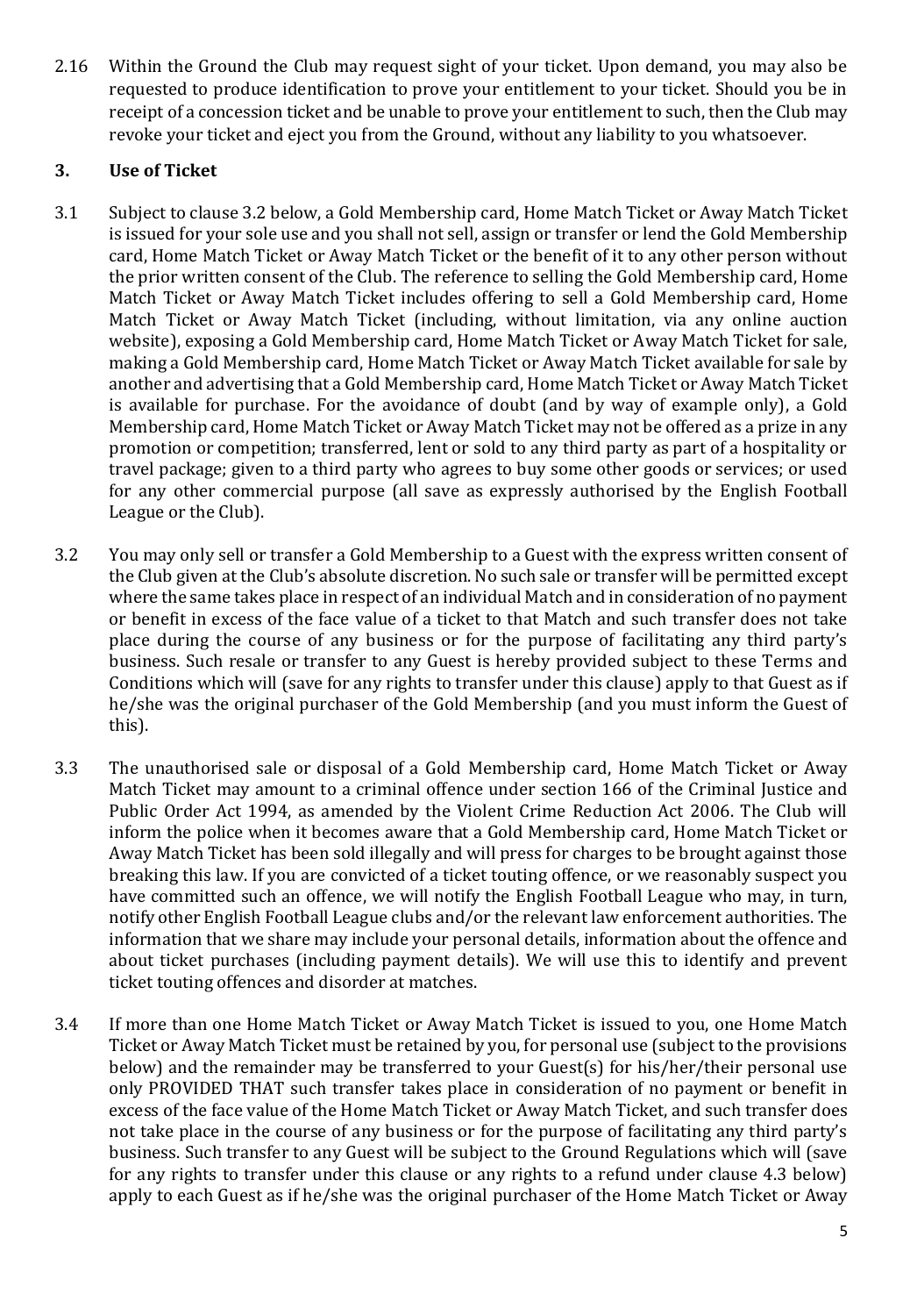2.16 Within the Ground the Club may request sight of your ticket. Upon demand, you may also be requested to produce identification to prove your entitlement to your ticket. Should you be in receipt of a concession ticket and be unable to prove your entitlement to such, then the Club may revoke your ticket and eject you from the Ground, without any liability to you whatsoever.

## 3. Use of Ticket

3.1 Subject to clause 3.2 below, a Gold Membership card, Home Match Ticket or Away Match Ticket is issued for your sole use and you shall not sell, assign or transfer or lend the Gold Membership card, Home Match Ticket or Away Match Ticket or the benefit of it to any other person without the prior written consent of the Club. The reference to selling the Gold Membership card, Home Match Ticket or Away Match Ticket includes offering to sell a Gold Membership card, Home Match Ticket or Away Match Ticket (including, without limitation, via any online auction website), exposing a Gold Membership card, Home Match Ticket or Away Match Ticket for sale, making a Gold Membership card, Home Match Ticket or Away Match Ticket available for sale by another and advertising that a Gold Membership card, Home Match Ticket or Away Match Ticket is available for purchase. For the avoidance of doubt (and by way of example only), a Gold Membership card, Home Match Ticket or Away Match Ticket may not be offered as a prize in any promotion or competition; transferred, lent or sold to any third party as part of a hospitality or travel package; given to a third party who agrees to buy some other goods or services; or used for any other commercial purpose (all save as expressly authorised by the English Football League or the Club).

3.2 You may only sell or transfer a Gold Membership to a Guest with the express written consent of the Club given at the Club's absolute discretion. No such sale or transfer will be permitted except where the same takes place in respect of an individual Match and in consideration of no payment or benefit in excess of the face value of a ticket to that Match and such transfer does not take place during the course of any business or for the purpose of facilitating any third party's business. Such resale or transfer to any Guest is hereby provided subject to these Terms and Conditions which will (save for any rights to transfer under this clause) apply to that Guest as if he/she was the original purchaser of the Gold Membership (and you must inform the Guest of this).

3.3 The unauthorised sale or disposal of a Gold Membership card, Home Match Ticket or Away Match Ticket may amount to a criminal offence under section 166 of the Criminal Justice and Public Order Act 1994, as amended by the Violent Crime Reduction Act 2006. The Club will inform the police when it becomes aware that a Gold Membership card, Home Match Ticket or Away Match Ticket has been sold illegally and will press for charges to be brought against those breaking this law. If you are convicted of a ticket touting offence, or we reasonably suspect you have committed such an offence, we will notify the English Football League who may, in turn, notify other English Football League clubs and/or the relevant law enforcement authorities. The information that we share may include your personal details, information about the offence and about ticket purchases (including payment details). We will use this to identify and prevent ticket touting offences and disorder at matches.

3.4 If more than one Home Match Ticket or Away Match Ticket is issued to you, one Home Match Ticket or Away Match Ticket must be retained by you, for personal use (subject to the provisions below) and the remainder may be transferred to your Guest(s) for his/her/their personal use only PROVIDED THAT such transfer takes place in consideration of no payment or benefit in excess of the face value of the Home Match Ticket or Away Match Ticket, and such transfer does not take place in the course of any business or for the purpose of facilitating any third party's business. Such transfer to any Guest will be subject to the Ground Regulations which will (save for any rights to transfer under this clause or any rights to a refund under clause 4.3 below) apply to each Guest as if he/she was the original purchaser of the Home Match Ticket or Away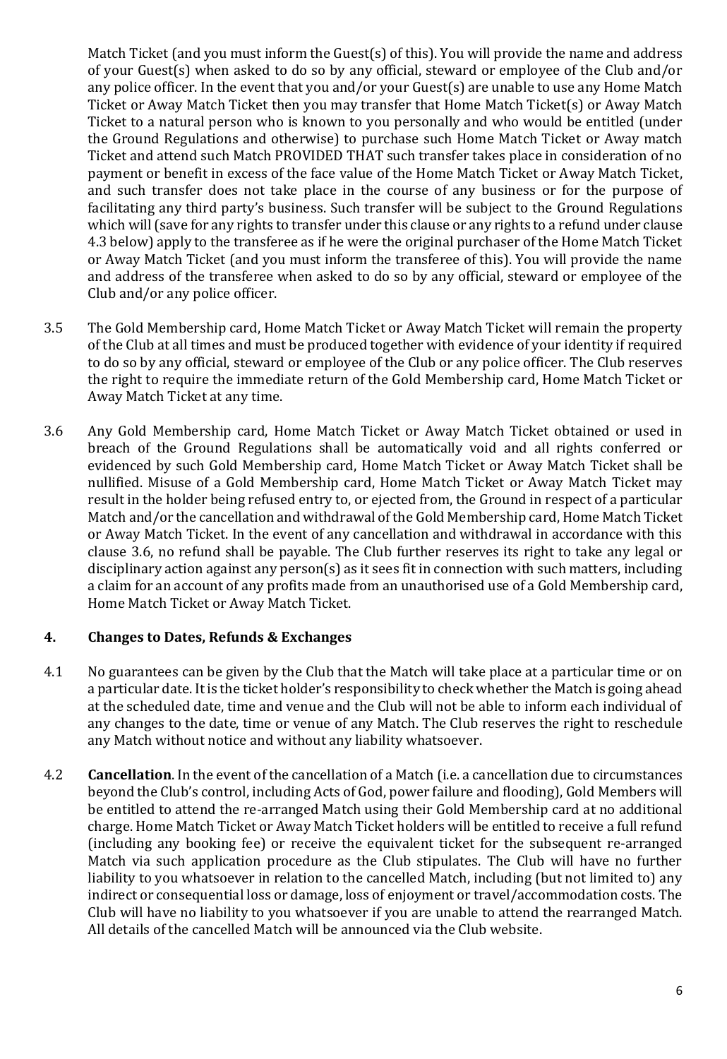Match Ticket (and you must inform the Guest(s) of this). You will provide the name and address of your Guest(s) when asked to do so by any official, steward or employee of the Club and/or any police officer. In the event that you and/or your Guest(s) are unable to use any Home Match Ticket or Away Match Ticket then you may transfer that Home Match Ticket(s) or Away Match Ticket to a natural person who is known to you personally and who would be entitled (under the Ground Regulations and otherwise) to purchase such Home Match Ticket or Away match Ticket and attend such Match PROVIDED THAT such transfer takes place in consideration of no payment or benefit in excess of the face value of the Home Match Ticket or Away Match Ticket, and such transfer does not take place in the course of any business or for the purpose of facilitating any third party's business. Such transfer will be subject to the Ground Regulations which will (save for any rights to transfer under this clause or any rights to a refund under clause 4.3 below) apply to the transferee as if he were the original purchaser of the Home Match Ticket or Away Match Ticket (and you must inform the transferee of this). You will provide the name and address of the transferee when asked to do so by any official, steward or employee of the Club and/or any police officer.

3.5 The Gold Membership card, Home Match Ticket or Away Match Ticket will remain the property of the Club at all times and must be produced together with evidence of your identity if required to do so by any official, steward or employee of the Club or any police officer. The Club reserves the right to require the immediate return of the Gold Membership card, Home Match Ticket or Away Match Ticket at any time.

3.6 Any Gold Membership card, Home Match Ticket or Away Match Ticket obtained or used in breach of the Ground Regulations shall be automatically void and all rights conferred or evidenced by such Gold Membership card, Home Match Ticket or Away Match Ticket shall be nullified. Misuse of a Gold Membership card, Home Match Ticket or Away Match Ticket may result in the holder being refused entry to, or ejected from, the Ground in respect of a particular Match and/or the cancellation and withdrawal of the Gold Membership card, Home Match Ticket or Away Match Ticket. In the event of any cancellation and withdrawal in accordance with this clause 3.6, no refund shall be payable. The Club further reserves its right to take any legal or disciplinary action against any person(s) as it sees fit in connection with such matters, including a claim for an account of any profits made from an unauthorised use of a Gold Membership card, Home Match Ticket or Away Match Ticket.

## 4. Changes to Dates, Refunds & Exchanges

4.1 No guarantees can be given by the Club that the Match will take place at a particular time or on a particular date. It is the ticket holder's responsibility to check whether the Match is going ahead at the scheduled date, time and venue and the Club will not be able to inform each individual of any changes to the date, time or venue of any Match. The Club reserves the right to reschedule any Match without notice and without any liability whatsoever.

4.2 **Cancellation**. In the event of the cancellation of a Match (i.e. a cancellation due to circumstances beyond the Club's control, including Acts of God, power failure and flooding), Gold Members will be entitled to attend the re-arranged Match using their Gold Membership card at no additional charge. Home Match Ticket or Away Match Ticket holders will be entitled to receive a full refund (including any booking fee) or receive the equivalent ticket for the subsequent re-arranged Match via such application procedure as the Club stipulates. The Club will have no further liability to you whatsoever in relation to the cancelled Match, including (but not limited to) any indirect or consequential loss or damage, loss of enjoyment or travel/accommodation costs. The Club will have no liability to you whatsoever if you are unable to attend the rearranged Match. All details of the cancelled Match will be announced via the Club website.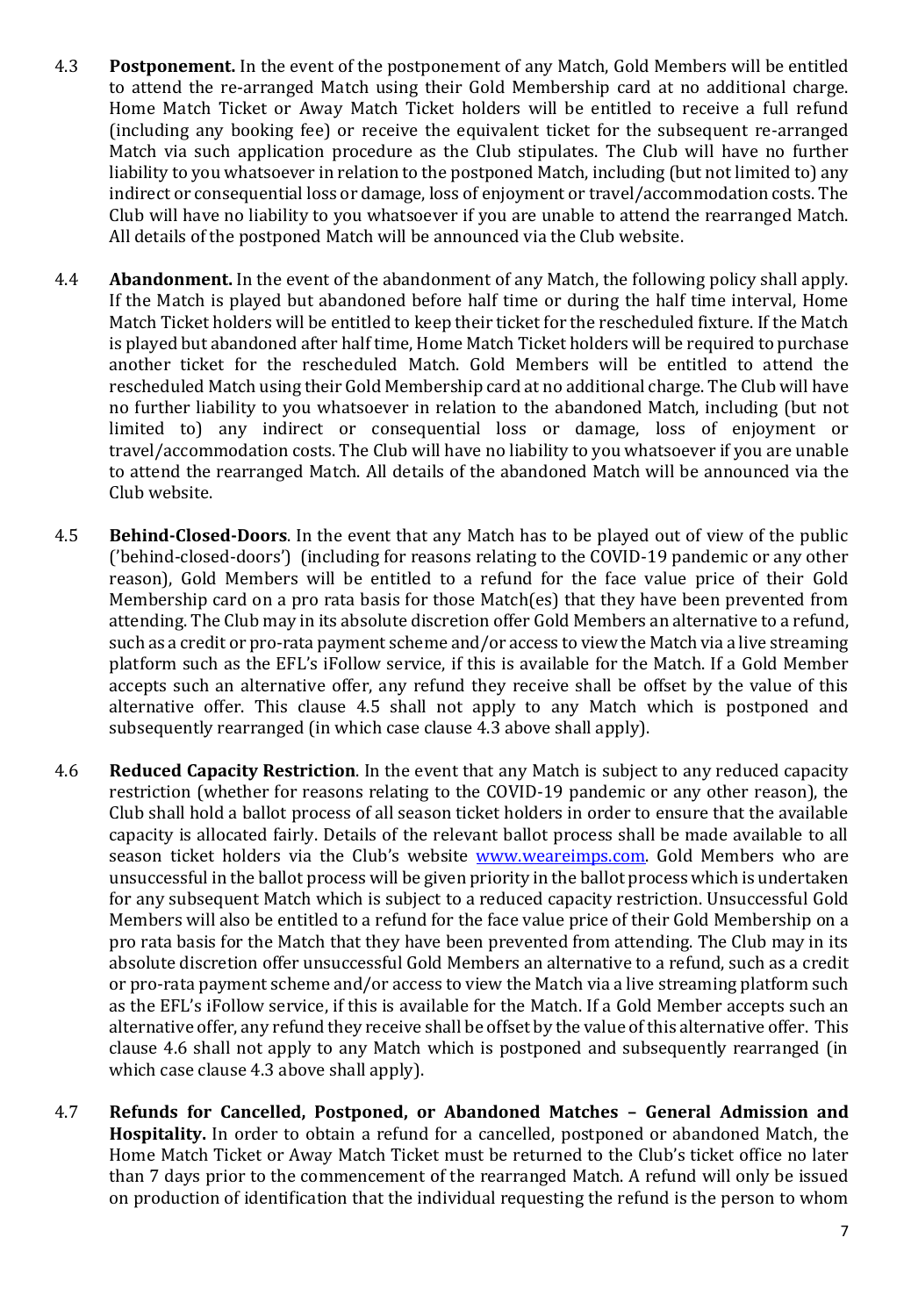4.3 **Postponement.** In the event of the postponement of any Match, Gold Members will be entitled to attend the re-arranged Match using their Gold Membership card at no additional charge. Home Match Ticket or Away Match Ticket holders will be entitled to receive a full refund (including any booking fee) or receive the equivalent ticket for the subsequent re-arranged Match via such application procedure as the Club stipulates. The Club will have no further liability to you whatsoever in relation to the postponed Match, including (but not limited to) any indirect or consequential loss or damage, loss of enjoyment or travel/accommodation costs. The Club will have no liability to you whatsoever if you are unable to attend the rearranged Match. All details of the postponed Match will be announced via the Club website.

4.4 **Abandonment.** In the event of the abandonment of any Match, the following policy shall apply. If the Match is played but abandoned before half time or during the half time interval, Home Match Ticket holders will be entitled to keep their ticket for the rescheduled fixture. If the Match is played but abandoned after half time, Home Match Ticket holders will be required to purchase another ticket for the rescheduled Match. Gold Members will be entitled to attend the rescheduled Match using their Gold Membership card at no additional charge. The Club will have no further liability to you whatsoever in relation to the abandoned Match, including (but not limited to) any indirect or consequential loss or damage, loss of enjoyment or travel/accommodation costs. The Club will have no liability to you whatsoever if you are unable to attend the rearranged Match. All details of the abandoned Match will be announced via the Club website.

4.5 **Behind-Closed-Doors**. In the event that any Match has to be played out of view of the public ('behind-closed-doors') (including for reasons relating to the COVID-19 pandemic or any other reason), Gold Members will be entitled to a refund for the face value price of their Gold Membership card on a pro rata basis for those Match(es) that they have been prevented from attending. The Club may in its absolute discretion offer Gold Members an alternative to a refund, such as a credit or pro-rata payment scheme and/or access to view the Match via a live streaming platform such as the EFL's iFollow service, if this is available for the Match. If a Gold Member accepts such an alternative offer, any refund they receive shall be offset by the value of this alternative offer. This clause 4.5 shall not apply to any Match which is postponed and subsequently rearranged (in which case clause 4.3 above shall apply).

4.6 **Reduced Capacity Restriction**. In the event that any Match is subject to any reduced capacity restriction (whether for reasons relating to the COVID-19 pandemic or any other reason), the Club shall hold a ballot process of all season ticket holders in order to ensure that the available capacity is allocated fairly. Details of the relevant ballot process shall be made available to all season ticket holders via the Club's website [www.weareimps.com](www.weareimps.com). Gold Members who are unsuccessful in the ballot process will be given priority in the ballot process which is undertaken for any subsequent Match which is subject to a reduced capacity restriction. Unsuccessful Gold Members will also be entitled to a refund for the face value price of their Gold Membership on a pro rata basis for the Match that they have been prevented from attending. The Club may in its absolute discretion offer unsuccessful Gold Members an alternative to a refund, such as a credit or pro-rata payment scheme and/or access to view the Match via a live streaming platform such as the EFL's iFollow service, if this is available for the Match. If a Gold Member accepts such an alternative offer, any refund they receive shall be offset by the value of this alternative offer. This clause 4.6 shall not apply to any Match which is postponed and subsequently rearranged (in which case clause 4.3 above shall apply).

4.7 **Refunds for Cancelled, Postponed, or Abandoned Matches – General Admission and Hospitality.** In order to obtain a refund for a cancelled, postponed or abandoned Match, the Home Match Ticket or Away Match Ticket must be returned to the Club's ticket office no later than 7 days prior to the commencement of the rearranged Match. A refund will only be issued on production of identification that the individual requesting the refund is the person to whom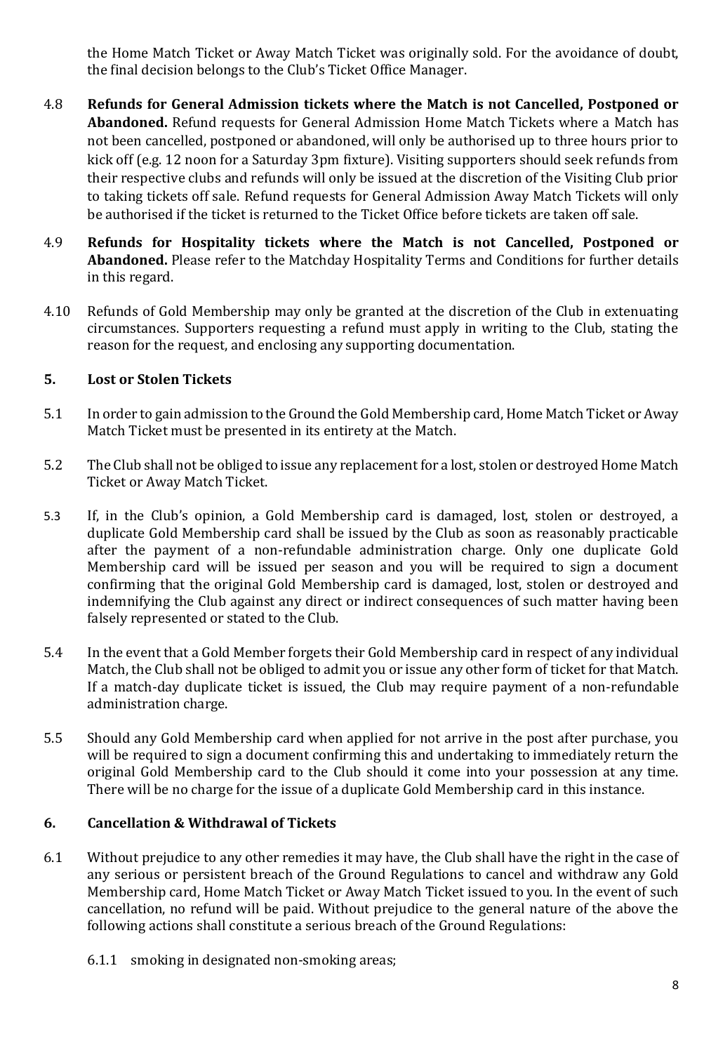the Home Match Ticket or Away Match Ticket was originally sold. For the avoidance of doubt, the final decision belongs to the Club's Ticket Office Manager.

4.8 **Refunds for General Admission tickets where the Match is not Cancelled, Postponed or Abandoned.** Refund requests for General Admission Home Match Tickets where a Match has not been cancelled, postponed or abandoned, will only be authorised up to three hours prior to kick off (e.g. 12 noon for a Saturday 3pm fixture). Visiting supporters should seek refunds from their respective clubs and refunds will only be issued at the discretion of the Visiting Club prior to taking tickets off sale. Refund requests for General Admission Away Match Tickets will only be authorised if the ticket is returned to the Ticket Office before tickets are taken off sale.

4.9 **Refunds for Hospitality tickets where the Match is not Cancelled, Postponed or Abandoned.** Please refer to the Matchday Hospitality Terms and Conditions for further details in this regard.

4.10 Refunds of Gold Membership may only be granted at the discretion of the Club in extenuating circumstances. Supporters requesting a refund must apply in writing to the Club, stating the reason for the request, and enclosing any supporting documentation.

## 5. Lost or Stolen Tickets

5.1 In order to gain admission to the Ground the Gold Membership card, Home Match Ticket or Away Match Ticket must be presented in its entirety at the Match.

5.2 The Club shall not be obliged to issue any replacement for a lost, stolen or destroyed Home Match Ticket or Away Match Ticket.

5.3 If, in the Club's opinion, a Gold Membership card is damaged, lost, stolen or destroyed, a duplicate Gold Membership card shall be issued by the Club as soon as reasonably practicable after the payment of a non-refundable administration charge. Only one duplicate Gold Membership card will be issued per season and you will be required to sign a document confirming that the original Gold Membership card is damaged, lost, stolen or destroyed and indemnifying the Club against any direct or indirect consequences of such matter having been falsely represented or stated to the Club.

5.4 In the event that a Gold Member forgets their Gold Membership card in respect of any individual Match, the Club shall not be obliged to admit you or issue any other form of ticket for that Match. If a match-day duplicate ticket is issued, the Club may require payment of a non-refundable administration charge.

5.5 Should any Gold Membership card when applied for not arrive in the post after purchase, you will be required to sign a document confirming this and undertaking to immediately return the original Gold Membership card to the Club should it come into your possession at any time. There will be no charge for the issue of a duplicate Gold Membership card in this instance.

## 6. Cancellation & Withdrawal of Tickets

6.1 Without prejudice to any other remedies it may have, the Club shall have the right in the case of any serious or persistent breach of the Ground Regulations to cancel and withdraw any Gold Membership card, Home Match Ticket or Away Match Ticket issued to you. In the event of such cancellation, no refund will be paid. Without prejudice to the general nature of the above the following actions shall constitute a serious breach of the Ground Regulations:

6.1.1 smoking in designated non-smoking areas;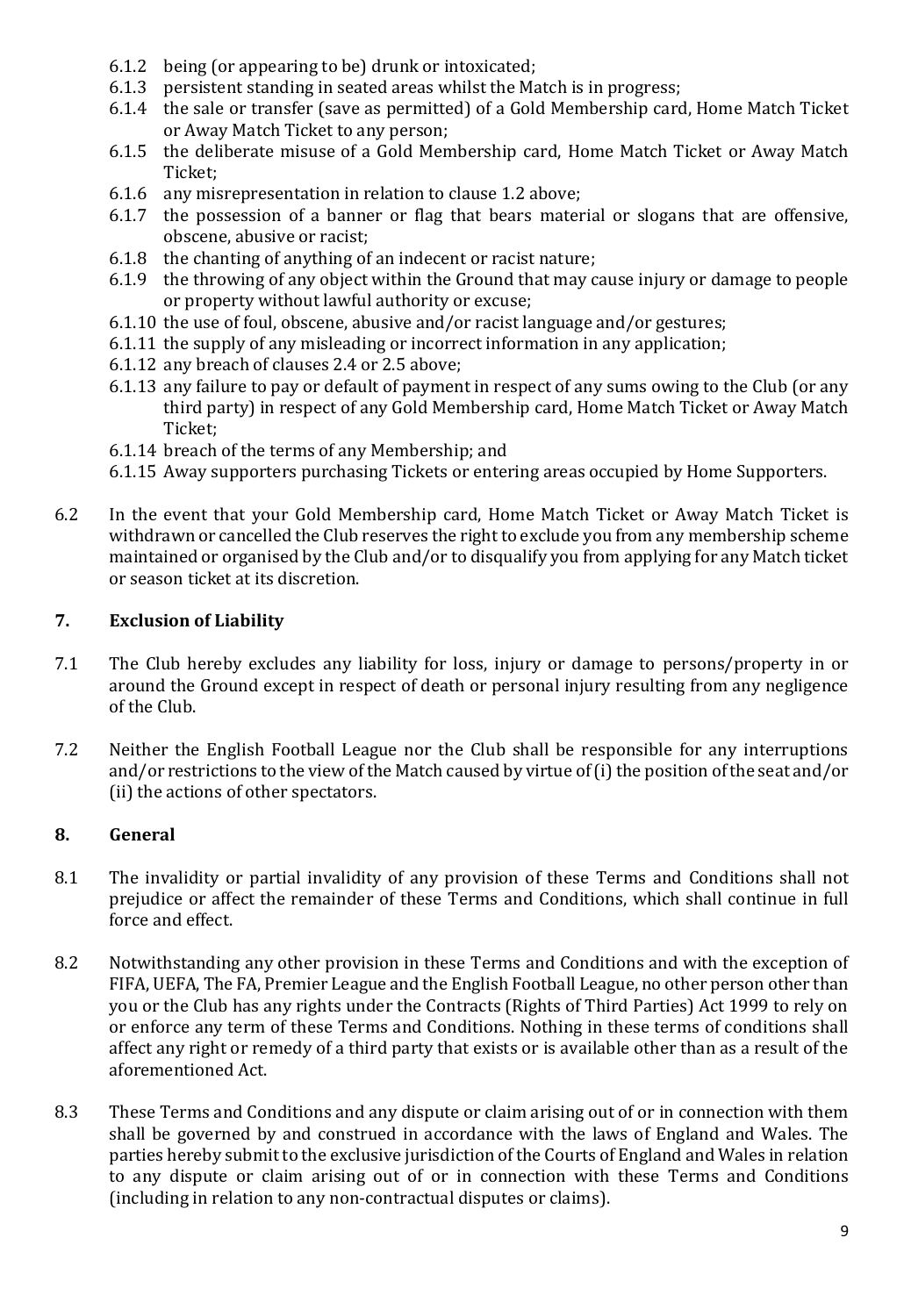6.1.2 being (or appearing to be) drunk or intoxicated;

6.1.3 persistent standing in seated areas whilst the Match is in progress;

6.1.4 the sale or transfer (save as permitted) of a Gold Membership card, Home Match Ticket or Away Match Ticket to any person;

6.1.5 the deliberate misuse of a Gold Membership card, Home Match Ticket or Away Match Ticket;

6.1.6 any misrepresentation in relation to clause 1.2 above;

6.1.7 the possession of a banner or flag that bears material or slogans that are offensive, obscene, abusive or racist;

6.1.8 the chanting of anything of an indecent or racist nature;

6.1.9 the throwing of any object within the Ground that may cause injury or damage to people or property without lawful authority or excuse;

6.1.10 the use of foul, obscene, abusive and/or racist language and/or gestures;

6.1.11 the supply of any misleading or incorrect information in any application;

6.1.12 any breach of clauses 2.4 or 2.5 above;

6.1.13 any failure to pay or default of payment in respect of any sums owing to the Club (or any third party) in respect of any Gold Membership card, Home Match Ticket or Away Match Ticket;

6.1.14 breach of the terms of any Membership; and

6.1.15 Away supporters purchasing Tickets or entering areas occupied by Home Supporters.

6.2 In the event that your Gold Membership card, Home Match Ticket or Away Match Ticket is withdrawn or cancelled the Club reserves the right to exclude you from any membership scheme maintained or organised by the Club and/or to disqualify you from applying for any Match ticket or season ticket at its discretion.

## 7. Exclusion of Liability

7.1 The Club hereby excludes any liability for loss, injury or damage to persons/property in or around the Ground except in respect of death or personal injury resulting from any negligence of the Club.

7.2 Neither the English Football League nor the Club shall be responsible for any interruptions and/or restrictions to the view of the Match caused by virtue of (i) the position of the seat and/or (ii) the actions of other spectators.

## 8. General

8.1 The invalidity or partial invalidity of any provision of these Terms and Conditions shall not prejudice or affect the remainder of these Terms and Conditions, which shall continue in full force and effect.

8.2 Notwithstanding any other provision in these Terms and Conditions and with the exception of FIFA, UEFA, The FA, Premier League and the English Football League, no other person other than you or the Club has any rights under the Contracts (Rights of Third Parties) Act 1999 to rely on or enforce any term of these Terms and Conditions. Nothing in these terms of conditions shall affect any right or remedy of a third party that exists or is available other than as a result of the aforementioned Act.

8.3 These Terms and Conditions and any dispute or claim arising out of or in connection with them shall be governed by and construed in accordance with the laws of England and Wales. The parties hereby submit to the exclusive jurisdiction of the Courts of England and Wales in relation to any dispute or claim arising out of or in connection with these Terms and Conditions (including in relation to any non-contractual disputes or claims).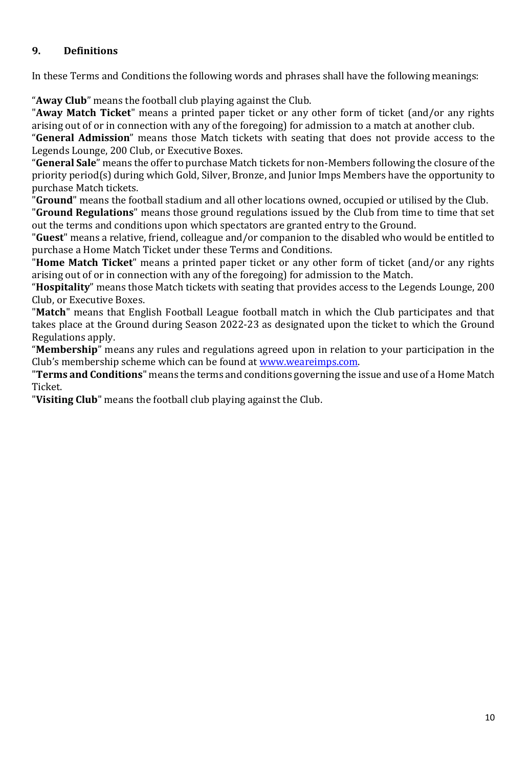## 9. Definitions

In these Terms and Conditions the following words and phrases shall have the following meanings:

“**Away Club**” means the football club playing against the Club.
"**Away Match Ticket**" means a printed paper ticket or any other form of ticket (and/or any rights arising out of or in connection with any of the foregoing) for admission to a match at another club.
“**General Admission**” means those Match tickets with seating that does not provide access to the Legends Lounge, 200 Club, or Executive Boxes.
“**General Sale**” means the offer to purchase Match tickets for non-Members following the closure of the priority period(s) during which Gold, Silver, Bronze, and Junior Imps Members have the opportunity to purchase Match tickets.
"**Ground**" means the football stadium and all other locations owned, occupied or utilised by the Club.
"**Ground Regulations**" means those ground regulations issued by the Club from time to time that set out the terms and conditions upon which spectators are granted entry to the Ground.
"**Guest**" means a relative, friend, colleague and/or companion to the disabled who would be entitled to purchase a Home Match Ticket under these Terms and Conditions.
"**Home Match Ticket**" means a printed paper ticket or any other form of ticket (and/or any rights arising out of or in connection with any of the foregoing) for admission to the Match.
“**Hospitality**” means those Match tickets with seating that provides access to the Legends Lounge, 200 Club, or Executive Boxes.
"**Match**" means that English Football League football match in which the Club participates and that takes place at the Ground during Season 2022-23 as designated upon the ticket to which the Ground Regulations apply.
“**Membership**” means any rules and regulations agreed upon in relation to your participation in the Club’s membership scheme which can be found at [www.weareimps.com](http://www.weareimps.com).
"**Terms and Conditions**" means the terms and conditions governing the issue and use of a Home Match Ticket.
"**Visiting Club**" means the football club playing against the Club.